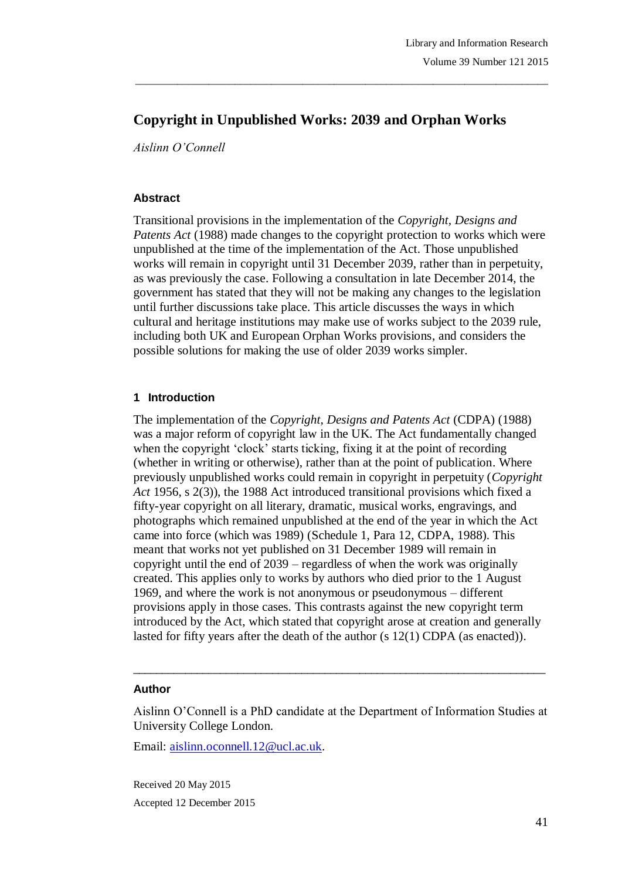# Copyright in Unpublished Works: 2039 and Orphan Works

*Aislinn O'Connell*

## Abstract

Transitional provisions in the implementation of the *Copyright, Designs and Patents Act* (1988) made changes to the copyright protection to works which were unpublished at the time of the implementation of the Act. Those unpublished works will remain in copyright until 31 December 2039, rather than in perpetuity, as was previously the case. Following a consultation in late December 2014, the government has stated that they will not be making any changes to the legislation until further discussions take place. This article discusses the ways in which cultural and heritage institutions may make use of works subject to the 2039 rule, including both UK and European Orphan Works provisions, and considers the possible solutions for making the use of older 2039 works simpler.

## 1 Introduction

The implementation of the *Copyright, Designs and Patents Act* (CDPA) (1988) was a major reform of copyright law in the UK. The Act fundamentally changed when the copyright 'clock' starts ticking, fixing it at the point of recording (whether in writing or otherwise), rather than at the point of publication. Where previously unpublished works could remain in copyright in perpetuity (*Copyright Act* 1956, s 2(3)), the 1988 Act introduced transitional provisions which fixed a fifty-year copyright on all literary, dramatic, musical works, engravings, and photographs which remained unpublished at the end of the year in which the Act came into force (which was 1989) (Schedule 1, Para 12, CDPA, 1988). This meant that works not yet published on 31 December 1989 will remain in copyright until the end of 2039 – regardless of when the work was originally created. This applies only to works by authors who died prior to the 1 August 1969, and where the work is not anonymous or pseudonymous – different provisions apply in those cases. This contrasts against the new copyright term introduced by the Act, which stated that copyright arose at creation and generally lasted for fifty years after the death of the author (s 12(1) CDPA (as enacted)).

---

### Author

Aislinn O'Connell is a PhD candidate at the Department of Information Studies at University College London.

Email: aislinn.oconnell.12@ucl.ac.uk.

Received 20 May 2015

Accepted 12 December 2015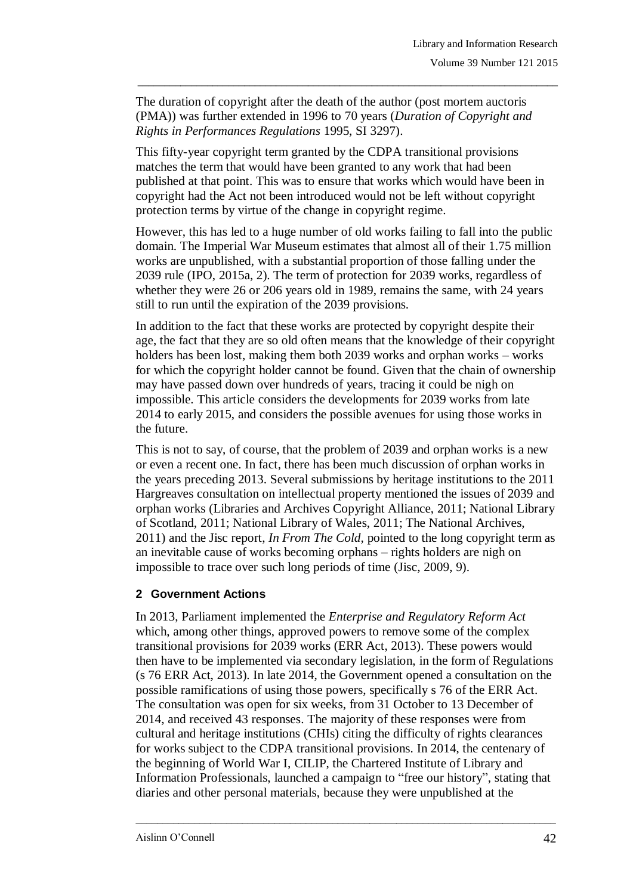The duration of copyright after the death of the author (post mortem auctoris (PMA)) was further extended in 1996 to 70 years (*Duration of Copyright and Rights in Performances Regulations* 1995, SI 3297).

This fifty-year copyright term granted by the CDPA transitional provisions matches the term that would have been granted to any work that had been published at that point. This was to ensure that works which would have been in copyright had the Act not been introduced would not be left without copyright protection terms by virtue of the change in copyright regime.

However, this has led to a huge number of old works failing to fall into the public domain. The Imperial War Museum estimates that almost all of their 1.75 million works are unpublished, with a substantial proportion of those falling under the 2039 rule (IPO, 2015a, 2). The term of protection for 2039 works, regardless of whether they were 26 or 206 years old in 1989, remains the same, with 24 years still to run until the expiration of the 2039 provisions.

In addition to the fact that these works are protected by copyright despite their age, the fact that they are so old often means that the knowledge of their copyright holders has been lost, making them both 2039 works and orphan works – works for which the copyright holder cannot be found. Given that the chain of ownership may have passed down over hundreds of years, tracing it could be nigh on impossible. This article considers the developments for 2039 works from late 2014 to early 2015, and considers the possible avenues for using those works in the future.

This is not to say, of course, that the problem of 2039 and orphan works is a new or even a recent one. In fact, there has been much discussion of orphan works in the years preceding 2013. Several submissions by heritage institutions to the 2011 Hargreaves consultation on intellectual property mentioned the issues of 2039 and orphan works (Libraries and Archives Copyright Alliance, 2011; National Library of Scotland, 2011; National Library of Wales, 2011; The National Archives, 2011) and the Jisc report, *In From The Cold*, pointed to the long copyright term as an inevitable cause of works becoming orphans – rights holders are nigh on impossible to trace over such long periods of time (Jisc, 2009, 9).

## 2 Government Actions

In 2013, Parliament implemented the *Enterprise and Regulatory Reform Act* which, among other things, approved powers to remove some of the complex transitional provisions for 2039 works (ERR Act, 2013). These powers would then have to be implemented via secondary legislation, in the form of Regulations (s 76 ERR Act, 2013). In late 2014, the Government opened a consultation on the possible ramifications of using those powers, specifically s 76 of the ERR Act. The consultation was open for six weeks, from 31 October to 13 December of 2014, and received 43 responses. The majority of these responses were from cultural and heritage institutions (CHIs) citing the difficulty of rights clearances for works subject to the CDPA transitional provisions. In 2014, the centenary of the beginning of World War I, CILIP, the Chartered Institute of Library and Information Professionals, launched a campaign to "free our history", stating that diaries and other personal materials, because they were unpublished at the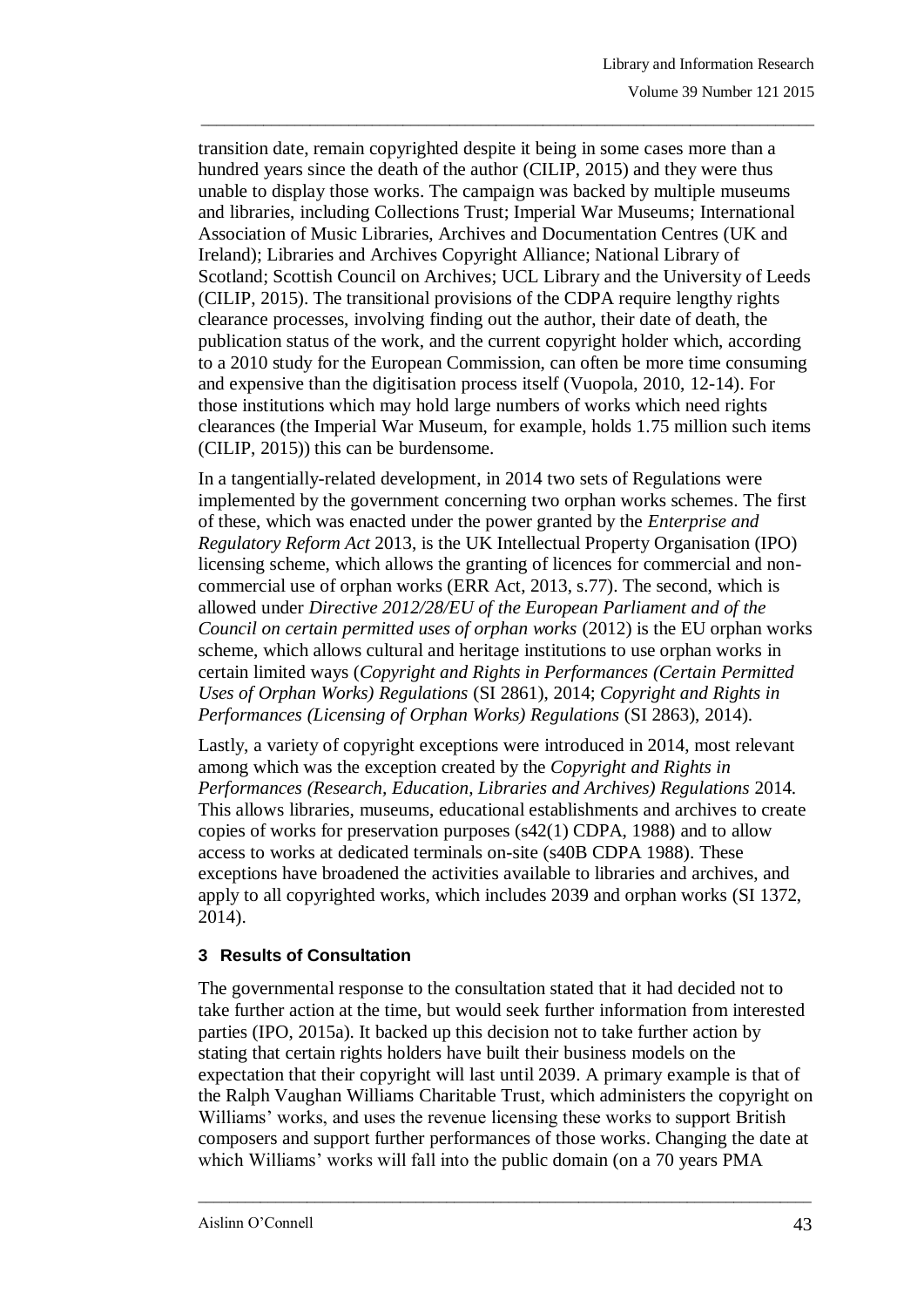transition date, remain copyrighted despite it being in some cases more than a hundred years since the death of the author (CILIP, 2015) and they were thus unable to display those works. The campaign was backed by multiple museums and libraries, including Collections Trust; Imperial War Museums; International Association of Music Libraries, Archives and Documentation Centres (UK and Ireland); Libraries and Archives Copyright Alliance; National Library of Scotland; Scottish Council on Archives; UCL Library and the University of Leeds (CILIP, 2015). The transitional provisions of the CDPA require lengthy rights clearance processes, involving finding out the author, their date of death, the publication status of the work, and the current copyright holder which, according to a 2010 study for the European Commission, can often be more time consuming and expensive than the digitisation process itself (Vuopola, 2010, 12-14). For those institutions which may hold large numbers of works which need rights clearances (the Imperial War Museum, for example, holds 1.75 million such items (CILIP, 2015)) this can be burdensome.

In a tangentially-related development, in 2014 two sets of Regulations were implemented by the government concerning two orphan works schemes. The first of these, which was enacted under the power granted by the *Enterprise and Regulatory Reform Act* 2013, is the UK Intellectual Property Organisation (IPO) licensing scheme, which allows the granting of licences for commercial and non-commercial use of orphan works (ERR Act, 2013, s.77). The second, which is allowed under *Directive 2012/28/EU of the European Parliament and of the Council on certain permitted uses of orphan works* (2012) is the EU orphan works scheme, which allows cultural and heritage institutions to use orphan works in certain limited ways (*Copyright and Rights in Performances (Certain Permitted Uses of Orphan Works) Regulations* (SI 2861), 2014; *Copyright and Rights in Performances (Licensing of Orphan Works) Regulations* (SI 2863), 2014).

Lastly, a variety of copyright exceptions were introduced in 2014, most relevant among which was the exception created by the *Copyright and Rights in Performances (Research, Education, Libraries and Archives) Regulations* 2014. This allows libraries, museums, educational establishments and archives to create copies of works for preservation purposes (s42(1) CDPA, 1988) and to allow access to works at dedicated terminals on-site (s40B CDPA 1988). These exceptions have broadened the activities available to libraries and archives, and apply to all copyrighted works, which includes 2039 and orphan works (SI 1372, 2014).

## 3 Results of Consultation

The governmental response to the consultation stated that it had decided not to take further action at the time, but would seek further information from interested parties (IPO, 2015a). It backed up this decision not to take further action by stating that certain rights holders have built their business models on the expectation that their copyright will last until 2039. A primary example is that of the Ralph Vaughan Williams Charitable Trust, which administers the copyright on Williams' works, and uses the revenue licensing these works to support British composers and support further performances of those works. Changing the date at which Williams' works will fall into the public domain (on a 70 years PMA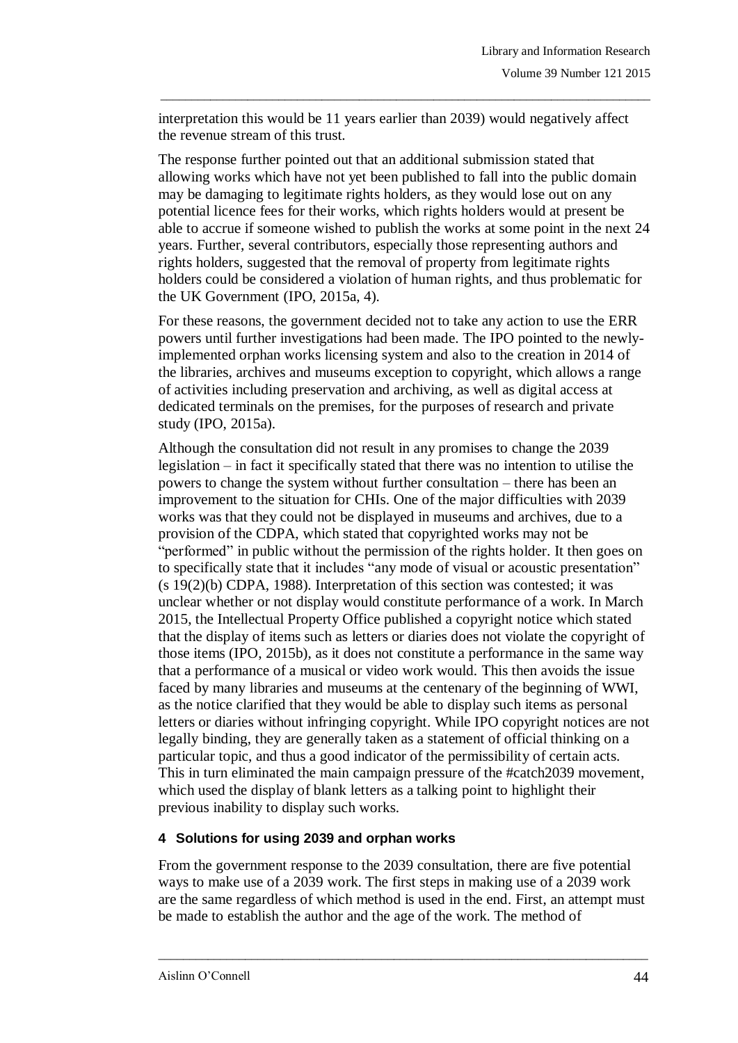interpretation this would be 11 years earlier than 2039) would negatively affect the revenue stream of this trust.

The response further pointed out that an additional submission stated that allowing works which have not yet been published to fall into the public domain may be damaging to legitimate rights holders, as they would lose out on any potential licence fees for their works, which rights holders would at present be able to accrue if someone wished to publish the works at some point in the next 24 years. Further, several contributors, especially those representing authors and rights holders, suggested that the removal of property from legitimate rights holders could be considered a violation of human rights, and thus problematic for the UK Government (IPO, 2015a, 4).

For these reasons, the government decided not to take any action to use the ERR powers until further investigations had been made. The IPO pointed to the newly-implemented orphan works licensing system and also to the creation in 2014 of the libraries, archives and museums exception to copyright, which allows a range of activities including preservation and archiving, as well as digital access at dedicated terminals on the premises, for the purposes of research and private study (IPO, 2015a).

Although the consultation did not result in any promises to change the 2039 legislation – in fact it specifically stated that there was no intention to utilise the powers to change the system without further consultation – there has been an improvement to the situation for CHIs. One of the major difficulties with 2039 works was that they could not be displayed in museums and archives, due to a provision of the CDPA, which stated that copyrighted works may not be "performed" in public without the permission of the rights holder. It then goes on to specifically state that it includes "any mode of visual or acoustic presentation" (s 19(2)(b) CDPA, 1988). Interpretation of this section was contested; it was unclear whether or not display would constitute performance of a work. In March 2015, the Intellectual Property Office published a copyright notice which stated that the display of items such as letters or diaries does not violate the copyright of those items (IPO, 2015b), as it does not constitute a performance in the same way that a performance of a musical or video work would. This then avoids the issue faced by many libraries and museums at the centenary of the beginning of WWI, as the notice clarified that they would be able to display such items as personal letters or diaries without infringing copyright. While IPO copyright notices are not legally binding, they are generally taken as a statement of official thinking on a particular topic, and thus a good indicator of the permissibility of certain acts. This in turn eliminated the main campaign pressure of the #catch2039 movement, which used the display of blank letters as a talking point to highlight their previous inability to display such works.

## 4 Solutions for using 2039 and orphan works

From the government response to the 2039 consultation, there are five potential ways to make use of a 2039 work. The first steps in making use of a 2039 work are the same regardless of which method is used in the end. First, an attempt must be made to establish the author and the age of the work. The method of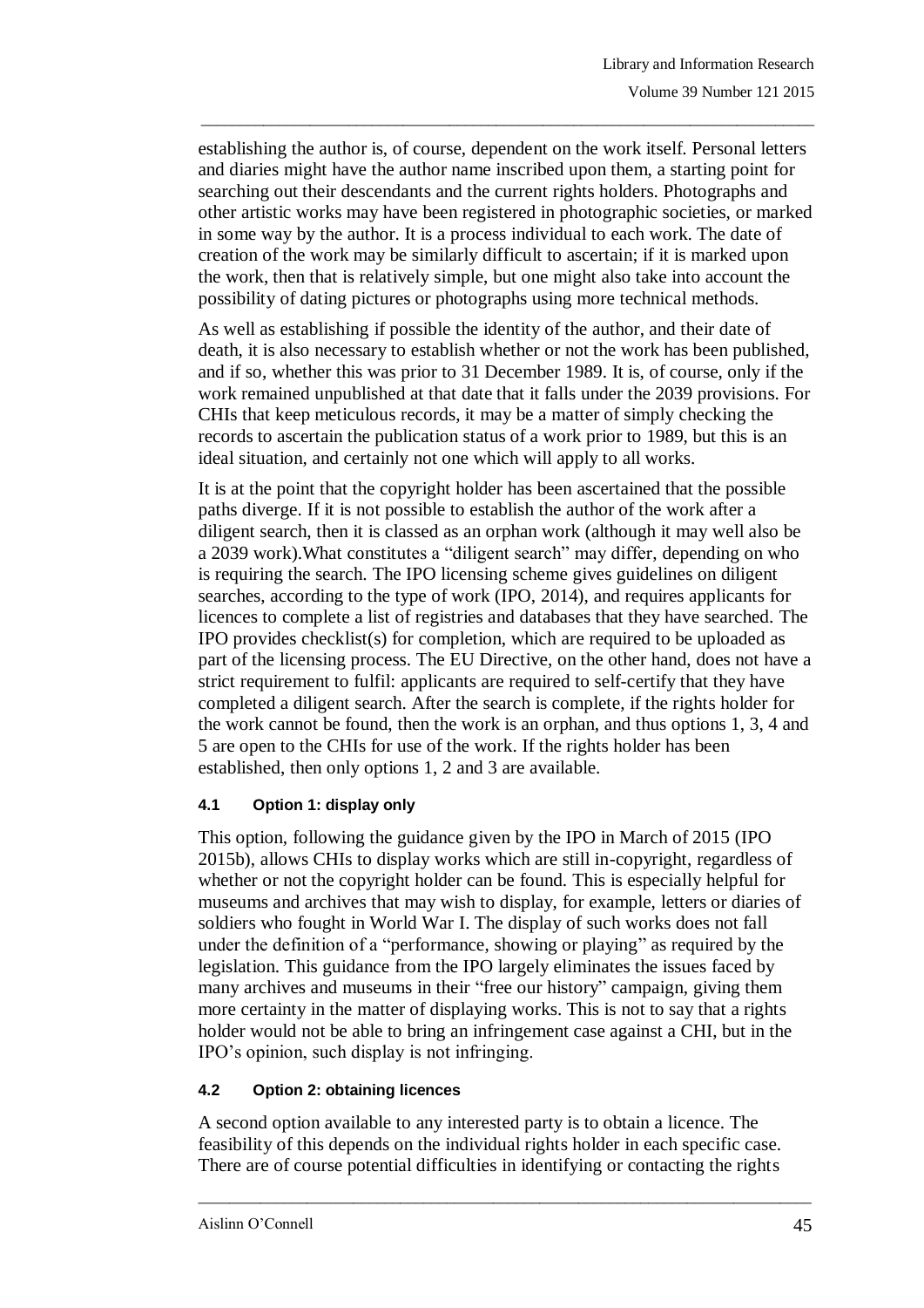establishing the author is, of course, dependent on the work itself. Personal letters and diaries might have the author name inscribed upon them, a starting point for searching out their descendants and the current rights holders. Photographs and other artistic works may have been registered in photographic societies, or marked in some way by the author. It is a process individual to each work. The date of creation of the work may be similarly difficult to ascertain; if it is marked upon the work, then that is relatively simple, but one might also take into account the possibility of dating pictures or photographs using more technical methods.

As well as establishing if possible the identity of the author, and their date of death, it is also necessary to establish whether or not the work has been published, and if so, whether this was prior to 31 December 1989. It is, of course, only if the work remained unpublished at that date that it falls under the 2039 provisions. For CHIs that keep meticulous records, it may be a matter of simply checking the records to ascertain the publication status of a work prior to 1989, but this is an ideal situation, and certainly not one which will apply to all works.

It is at the point that the copyright holder has been ascertained that the possible paths diverge. If it is not possible to establish the author of the work after a diligent search, then it is classed as an orphan work (although it may well also be a 2039 work).What constitutes a "diligent search" may differ, depending on who is requiring the search. The IPO licensing scheme gives guidelines on diligent searches, according to the type of work (IPO, 2014), and requires applicants for licences to complete a list of registries and databases that they have searched. The IPO provides checklist(s) for completion, which are required to be uploaded as part of the licensing process. The EU Directive, on the other hand, does not have a strict requirement to fulfil: applicants are required to self-certify that they have completed a diligent search. After the search is complete, if the rights holder for the work cannot be found, then the work is an orphan, and thus options 1, 3, 4 and 5 are open to the CHIs for use of the work. If the rights holder has been established, then only options 1, 2 and 3 are available.

### 4.1 Option 1: display only

This option, following the guidance given by the IPO in March of 2015 (IPO 2015b), allows CHIs to display works which are still in-copyright, regardless of whether or not the copyright holder can be found. This is especially helpful for museums and archives that may wish to display, for example, letters or diaries of soldiers who fought in World War I. The display of such works does not fall under the definition of a "performance, showing or playing" as required by the legislation. This guidance from the IPO largely eliminates the issues faced by many archives and museums in their "free our history" campaign, giving them more certainty in the matter of displaying works. This is not to say that a rights holder would not be able to bring an infringement case against a CHI, but in the IPO's opinion, such display is not infringing.

### 4.2 Option 2: obtaining licences

A second option available to any interested party is to obtain a licence. The feasibility of this depends on the individual rights holder in each specific case. There are of course potential difficulties in identifying or contacting the rights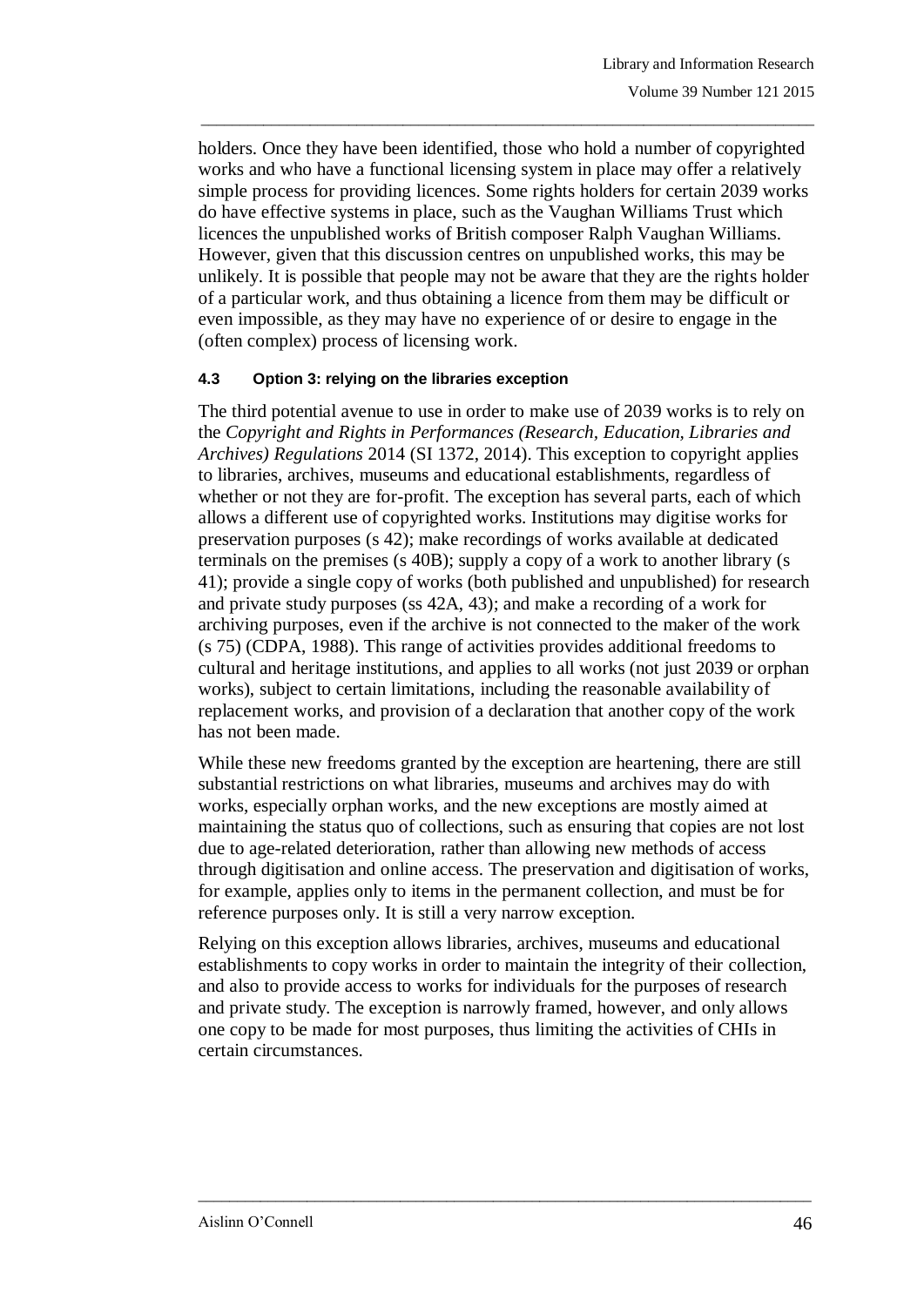holders. Once they have been identified, those who hold a number of copyrighted works and who have a functional licensing system in place may offer a relatively simple process for providing licences. Some rights holders for certain 2039 works do have effective systems in place, such as the Vaughan Williams Trust which licences the unpublished works of British composer Ralph Vaughan Williams. However, given that this discussion centres on unpublished works, this may be unlikely. It is possible that people may not be aware that they are the rights holder of a particular work, and thus obtaining a licence from them may be difficult or even impossible, as they may have no experience of or desire to engage in the (often complex) process of licensing work.

### 4.3 Option 3: relying on the libraries exception

The third potential avenue to use in order to make use of 2039 works is to rely on the *Copyright and Rights in Performances (Research, Education, Libraries and Archives) Regulations* 2014 (SI 1372, 2014). This exception to copyright applies to libraries, archives, museums and educational establishments, regardless of whether or not they are for-profit. The exception has several parts, each of which allows a different use of copyrighted works. Institutions may digitise works for preservation purposes (s 42); make recordings of works available at dedicated terminals on the premises (s 40B); supply a copy of a work to another library (s 41); provide a single copy of works (both published and unpublished) for research and private study purposes (ss 42A, 43); and make a recording of a work for archiving purposes, even if the archive is not connected to the maker of the work (s 75) (CDPA, 1988). This range of activities provides additional freedoms to cultural and heritage institutions, and applies to all works (not just 2039 or orphan works), subject to certain limitations, including the reasonable availability of replacement works, and provision of a declaration that another copy of the work has not been made.

While these new freedoms granted by the exception are heartening, there are still substantial restrictions on what libraries, museums and archives may do with works, especially orphan works, and the new exceptions are mostly aimed at maintaining the status quo of collections, such as ensuring that copies are not lost due to age-related deterioration, rather than allowing new methods of access through digitisation and online access. The preservation and digitisation of works, for example, applies only to items in the permanent collection, and must be for reference purposes only. It is still a very narrow exception.

Relying on this exception allows libraries, archives, museums and educational establishments to copy works in order to maintain the integrity of their collection, and also to provide access to works for individuals for the purposes of research and private study. The exception is narrowly framed, however, and only allows one copy to be made for most purposes, thus limiting the activities of CHIs in certain circumstances.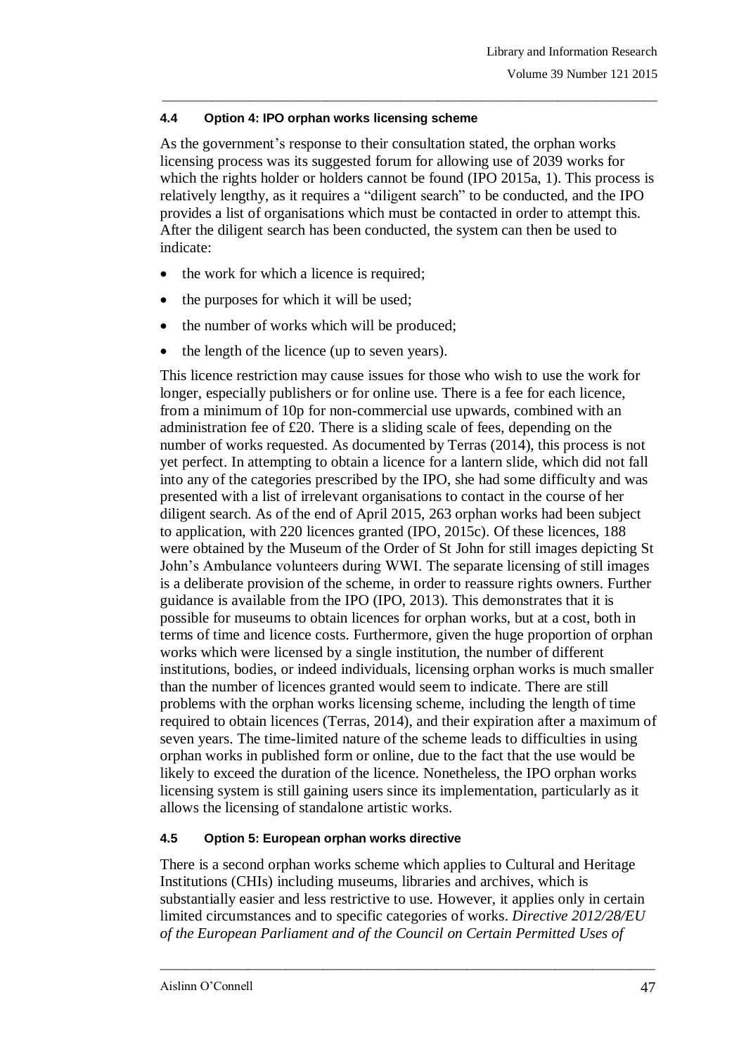#### 4.4 Option 4: IPO orphan works licensing scheme

As the government's response to their consultation stated, the orphan works licensing process was its suggested forum for allowing use of 2039 works for which the rights holder or holders cannot be found (IPO 2015a, 1). This process is relatively lengthy, as it requires a "diligent search" to be conducted, and the IPO provides a list of organisations which must be contacted in order to attempt this. After the diligent search has been conducted, the system can then be used to indicate:

- the work for which a licence is required;
- the purposes for which it will be used;
- the number of works which will be produced;
- the length of the licence (up to seven years).

This licence restriction may cause issues for those who wish to use the work for longer, especially publishers or for online use. There is a fee for each licence, from a minimum of 10p for non-commercial use upwards, combined with an administration fee of £20. There is a sliding scale of fees, depending on the number of works requested. As documented by Terras (2014), this process is not yet perfect. In attempting to obtain a licence for a lantern slide, which did not fall into any of the categories prescribed by the IPO, she had some difficulty and was presented with a list of irrelevant organisations to contact in the course of her diligent search. As of the end of April 2015, 263 orphan works had been subject to application, with 220 licences granted (IPO, 2015c). Of these licences, 188 were obtained by the Museum of the Order of St John for still images depicting St John's Ambulance volunteers during WWI. The separate licensing of still images is a deliberate provision of the scheme, in order to reassure rights owners. Further guidance is available from the IPO (IPO, 2013). This demonstrates that it is possible for museums to obtain licences for orphan works, but at a cost, both in terms of time and licence costs. Furthermore, given the huge proportion of orphan works which were licensed by a single institution, the number of different institutions, bodies, or indeed individuals, licensing orphan works is much smaller than the number of licences granted would seem to indicate. There are still problems with the orphan works licensing scheme, including the length of time required to obtain licences (Terras, 2014), and their expiration after a maximum of seven years. The time-limited nature of the scheme leads to difficulties in using orphan works in published form or online, due to the fact that the use would be likely to exceed the duration of the licence. Nonetheless, the IPO orphan works licensing system is still gaining users since its implementation, particularly as it allows the licensing of standalone artistic works.

#### 4.5 Option 5: European orphan works directive

There is a second orphan works scheme which applies to Cultural and Heritage Institutions (CHIs) including museums, libraries and archives, which is substantially easier and less restrictive to use. However, it applies only in certain limited circumstances and to specific categories of works. *Directive 2012/28/EU of the European Parliament and of the Council on Certain Permitted Uses of*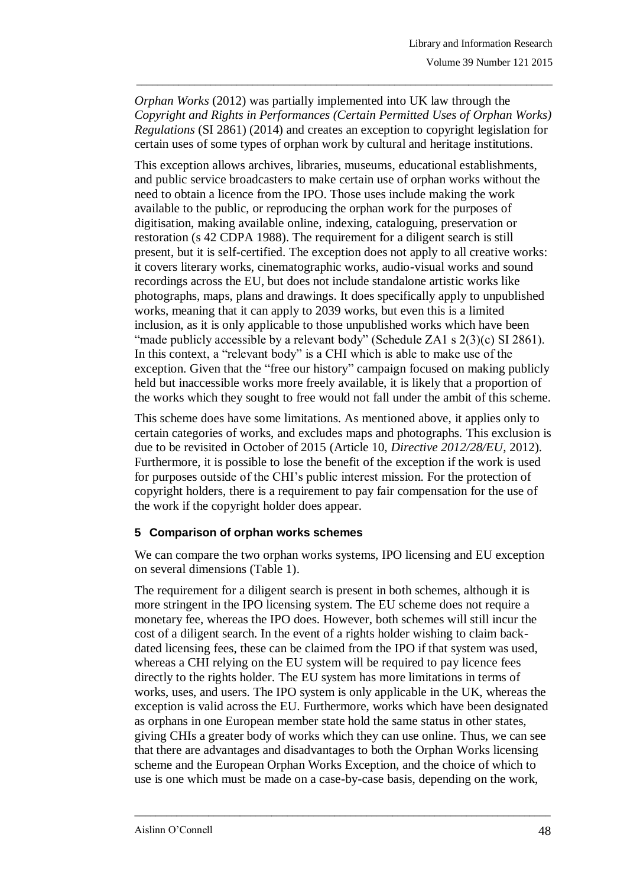*Orphan Works* (2012) was partially implemented into UK law through the *Copyright and Rights in Performances (Certain Permitted Uses of Orphan Works) Regulations* (SI 2861) (2014) and creates an exception to copyright legislation for certain uses of some types of orphan work by cultural and heritage institutions.

This exception allows archives, libraries, museums, educational establishments, and public service broadcasters to make certain use of orphan works without the need to obtain a licence from the IPO. Those uses include making the work available to the public, or reproducing the orphan work for the purposes of digitisation, making available online, indexing, cataloguing, preservation or restoration (s 42 CDPA 1988). The requirement for a diligent search is still present, but it is self-certified. The exception does not apply to all creative works: it covers literary works, cinematographic works, audio-visual works and sound recordings across the EU, but does not include standalone artistic works like photographs, maps, plans and drawings. It does specifically apply to unpublished works, meaning that it can apply to 2039 works, but even this is a limited inclusion, as it is only applicable to those unpublished works which have been "made publicly accessible by a relevant body" (Schedule ZA1 s 2(3)(c) SI 2861). In this context, a "relevant body" is a CHI which is able to make use of the exception. Given that the "free our history" campaign focused on making publicly held but inaccessible works more freely available, it is likely that a proportion of the works which they sought to free would not fall under the ambit of this scheme.

This scheme does have some limitations. As mentioned above, it applies only to certain categories of works, and excludes maps and photographs. This exclusion is due to be revisited in October of 2015 (Article 10, *Directive 2012/28/EU*, 2012). Furthermore, it is possible to lose the benefit of the exception if the work is used for purposes outside of the CHI's public interest mission. For the protection of copyright holders, there is a requirement to pay fair compensation for the use of the work if the copyright holder does appear.

## 5 Comparison of orphan works schemes

We can compare the two orphan works systems, IPO licensing and EU exception on several dimensions (Table 1).

The requirement for a diligent search is present in both schemes, although it is more stringent in the IPO licensing system. The EU scheme does not require a monetary fee, whereas the IPO does. However, both schemes will still incur the cost of a diligent search. In the event of a rights holder wishing to claim back-dated licensing fees, these can be claimed from the IPO if that system was used, whereas a CHI relying on the EU system will be required to pay licence fees directly to the rights holder. The EU system has more limitations in terms of works, uses, and users. The IPO system is only applicable in the UK, whereas the exception is valid across the EU. Furthermore, works which have been designated as orphans in one European member state hold the same status in other states, giving CHIs a greater body of works which they can use online. Thus, we can see that there are advantages and disadvantages to both the Orphan Works licensing scheme and the European Orphan Works Exception, and the choice of which to use is one which must be made on a case-by-case basis, depending on the work,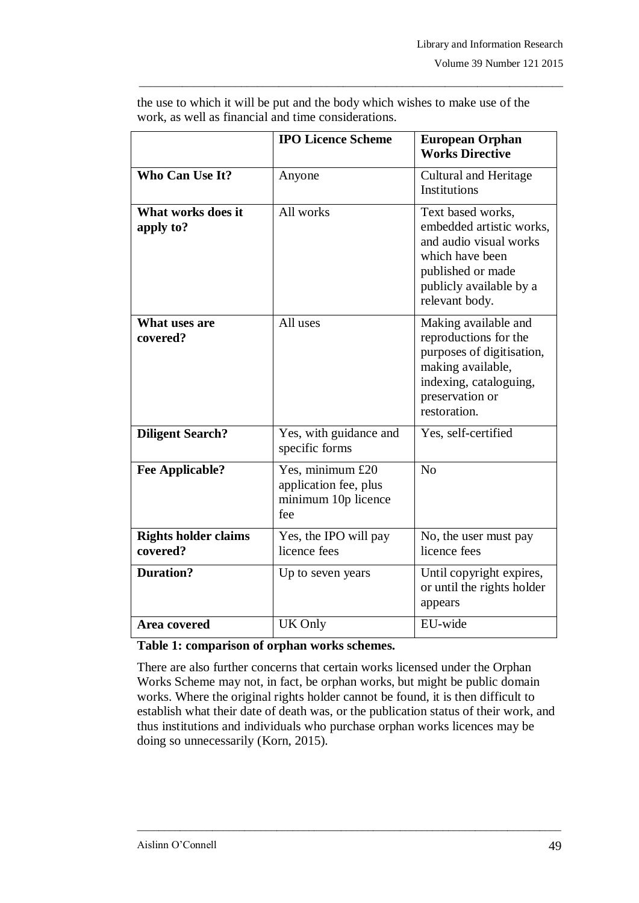the use to which it will be put and the body which wishes to make use of the work, as well as financial and time considerations.

| | **IPO Licence Scheme** | **European Orphan Works Directive** |
|---|---|---|
| **Who Can Use It?** | Anyone | Cultural and Heritage Institutions |
| **What works does it apply to?** | All works | Text based works, embedded artistic works, and audio visual works which have been published or made publicly available by a relevant body. |
| **What uses are covered?** | All uses | Making available and reproductions for the purposes of digitisation, making available, indexing, cataloguing, preservation or restoration. |
| **Diligent Search?** | Yes, with guidance and specific forms | Yes, self-certified |
| **Fee Applicable?** | Yes, minimum £20 application fee, plus minimum 10p licence fee | No |
| **Rights holder claims covered?** | Yes, the IPO will pay licence fees | No, the user must pay licence fees |
| **Duration?** | Up to seven years | Until copyright expires, or until the rights holder appears |
| **Area covered** | UK Only | EU-wide |

**Table 1: comparison of orphan works schemes.**

There are also further concerns that certain works licensed under the Orphan Works Scheme may not, in fact, be orphan works, but might be public domain works. Where the original rights holder cannot be found, it is then difficult to establish what their date of death was, or the publication status of their work, and thus institutions and individuals who purchase orphan works licences may be doing so unnecessarily (Korn, 2015).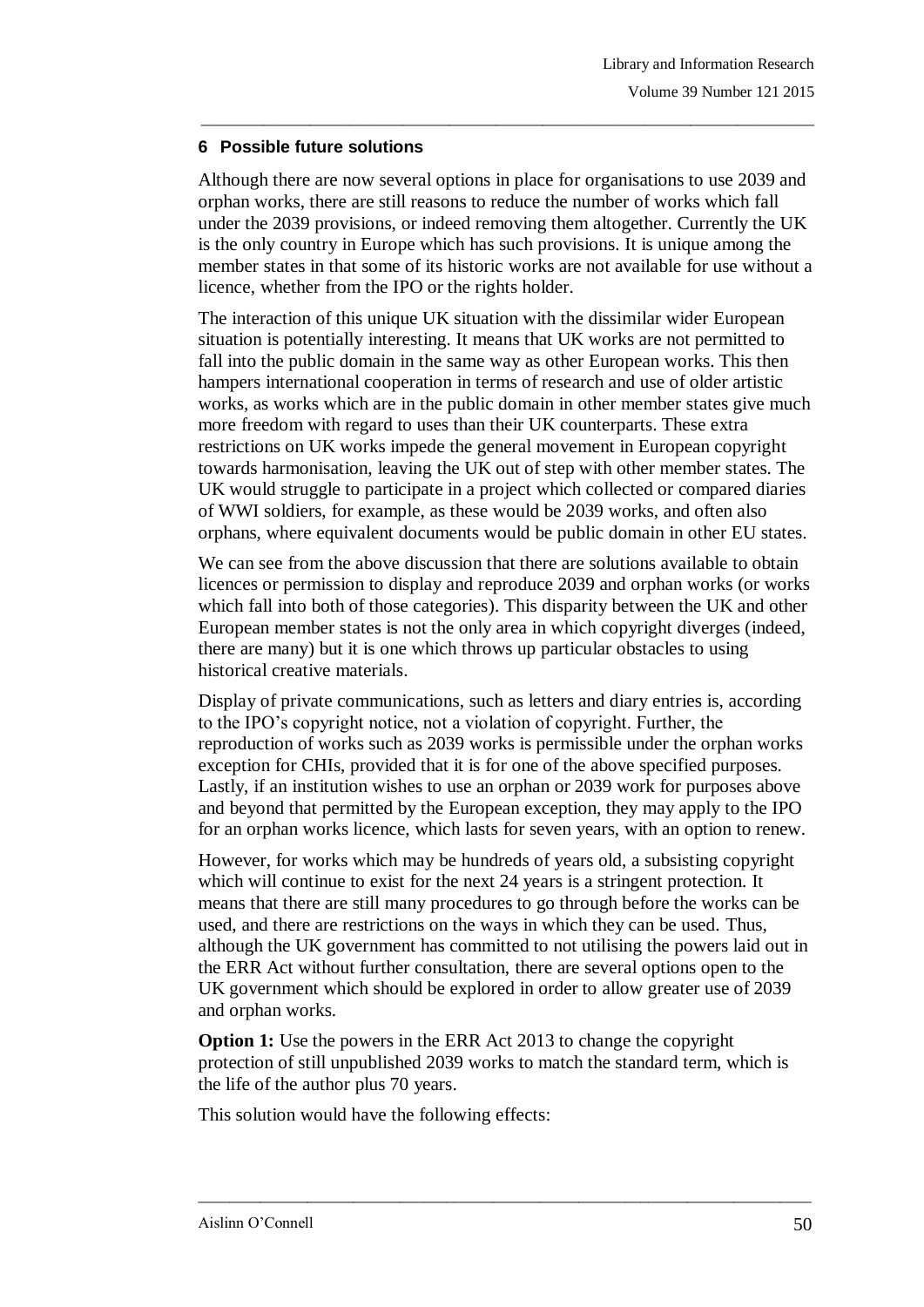## 6 Possible future solutions

Although there are now several options in place for organisations to use 2039 and orphan works, there are still reasons to reduce the number of works which fall under the 2039 provisions, or indeed removing them altogether. Currently the UK is the only country in Europe which has such provisions. It is unique among the member states in that some of its historic works are not available for use without a licence, whether from the IPO or the rights holder.

The interaction of this unique UK situation with the dissimilar wider European situation is potentially interesting. It means that UK works are not permitted to fall into the public domain in the same way as other European works. This then hampers international cooperation in terms of research and use of older artistic works, as works which are in the public domain in other member states give much more freedom with regard to uses than their UK counterparts. These extra restrictions on UK works impede the general movement in European copyright towards harmonisation, leaving the UK out of step with other member states. The UK would struggle to participate in a project which collected or compared diaries of WWI soldiers, for example, as these would be 2039 works, and often also orphans, where equivalent documents would be public domain in other EU states.

We can see from the above discussion that there are solutions available to obtain licences or permission to display and reproduce 2039 and orphan works (or works which fall into both of those categories). This disparity between the UK and other European member states is not the only area in which copyright diverges (indeed, there are many) but it is one which throws up particular obstacles to using historical creative materials.

Display of private communications, such as letters and diary entries is, according to the IPO's copyright notice, not a violation of copyright. Further, the reproduction of works such as 2039 works is permissible under the orphan works exception for CHIs, provided that it is for one of the above specified purposes. Lastly, if an institution wishes to use an orphan or 2039 work for purposes above and beyond that permitted by the European exception, they may apply to the IPO for an orphan works licence, which lasts for seven years, with an option to renew.

However, for works which may be hundreds of years old, a subsisting copyright which will continue to exist for the next 24 years is a stringent protection. It means that there are still many procedures to go through before the works can be used, and there are restrictions on the ways in which they can be used. Thus, although the UK government has committed to not utilising the powers laid out in the ERR Act without further consultation, there are several options open to the UK government which should be explored in order to allow greater use of 2039 and orphan works.

**Option 1:** Use the powers in the ERR Act 2013 to change the copyright protection of still unpublished 2039 works to match the standard term, which is the life of the author plus 70 years.

This solution would have the following effects: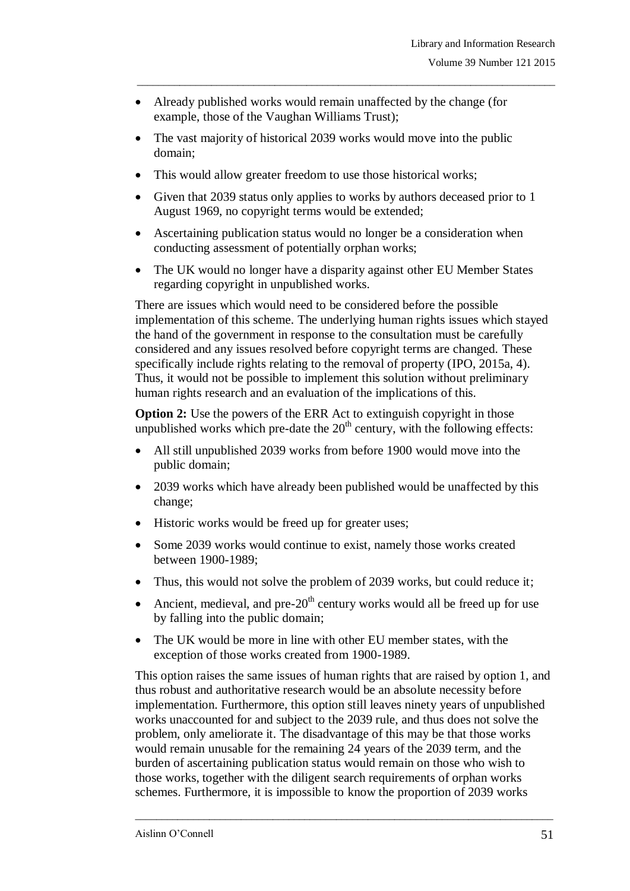- Already published works would remain unaffected by the change (for example, those of the Vaughan Williams Trust);
- The vast majority of historical 2039 works would move into the public domain;
- This would allow greater freedom to use those historical works;
- Given that 2039 status only applies to works by authors deceased prior to 1 August 1969, no copyright terms would be extended;
- Ascertaining publication status would no longer be a consideration when conducting assessment of potentially orphan works;
- The UK would no longer have a disparity against other EU Member States regarding copyright in unpublished works.

There are issues which would need to be considered before the possible implementation of this scheme. The underlying human rights issues which stayed the hand of the government in response to the consultation must be carefully considered and any issues resolved before copyright terms are changed. These specifically include rights relating to the removal of property (IPO, 2015a, 4). Thus, it would not be possible to implement this solution without preliminary human rights research and an evaluation of the implications of this.

**Option 2:** Use the powers of the ERR Act to extinguish copyright in those unpublished works which pre-date the 20th century, with the following effects:

- All still unpublished 2039 works from before 1900 would move into the public domain;
- 2039 works which have already been published would be unaffected by this change;
- Historic works would be freed up for greater uses;
- Some 2039 works would continue to exist, namely those works created between 1900-1989;
- Thus, this would not solve the problem of 2039 works, but could reduce it;
- Ancient, medieval, and pre-20th century works would all be freed up for use by falling into the public domain;
- The UK would be more in line with other EU member states, with the exception of those works created from 1900-1989.

This option raises the same issues of human rights that are raised by option 1, and thus robust and authoritative research would be an absolute necessity before implementation. Furthermore, this option still leaves ninety years of unpublished works unaccounted for and subject to the 2039 rule, and thus does not solve the problem, only ameliorate it. The disadvantage of this may be that those works would remain unusable for the remaining 24 years of the 2039 term, and the burden of ascertaining publication status would remain on those who wish to those works, together with the diligent search requirements of orphan works schemes. Furthermore, it is impossible to know the proportion of 2039 works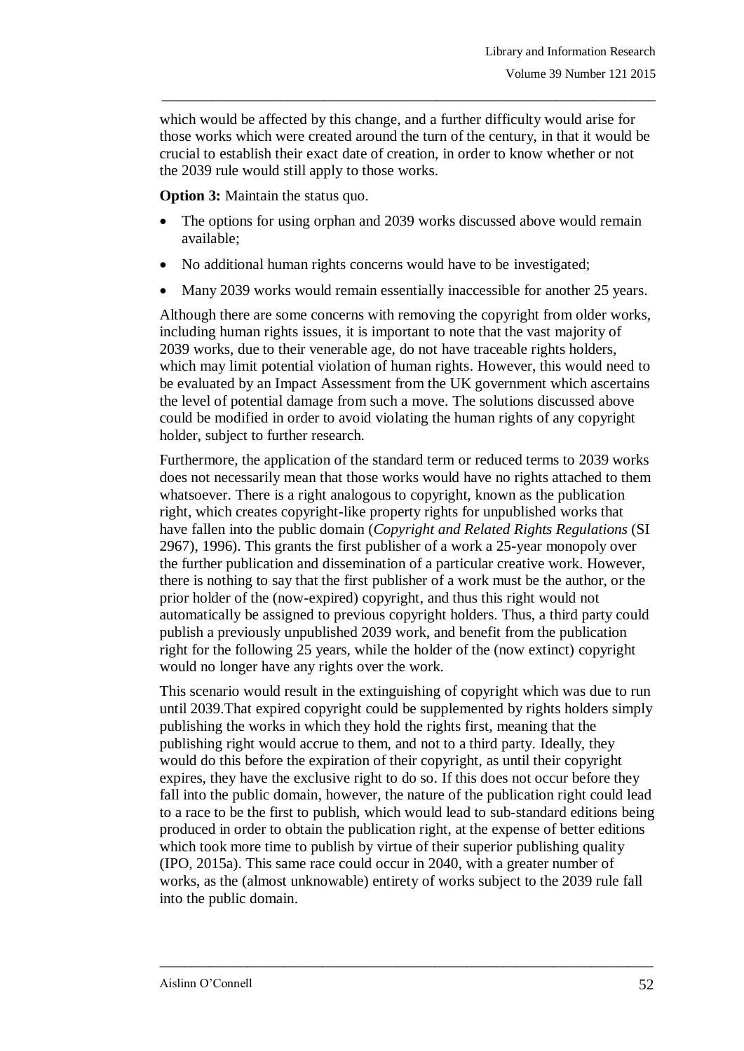which would be affected by this change, and a further difficulty would arise for those works which were created around the turn of the century, in that it would be crucial to establish their exact date of creation, in order to know whether or not the 2039 rule would still apply to those works.

**Option 3:** Maintain the status quo.

- The options for using orphan and 2039 works discussed above would remain available;
- No additional human rights concerns would have to be investigated;
- Many 2039 works would remain essentially inaccessible for another 25 years.

Although there are some concerns with removing the copyright from older works, including human rights issues, it is important to note that the vast majority of 2039 works, due to their venerable age, do not have traceable rights holders, which may limit potential violation of human rights. However, this would need to be evaluated by an Impact Assessment from the UK government which ascertains the level of potential damage from such a move. The solutions discussed above could be modified in order to avoid violating the human rights of any copyright holder, subject to further research.

Furthermore, the application of the standard term or reduced terms to 2039 works does not necessarily mean that those works would have no rights attached to them whatsoever. There is a right analogous to copyright, known as the publication right, which creates copyright-like property rights for unpublished works that have fallen into the public domain (*Copyright and Related Rights Regulations* (SI 2967), 1996). This grants the first publisher of a work a 25-year monopoly over the further publication and dissemination of a particular creative work. However, there is nothing to say that the first publisher of a work must be the author, or the prior holder of the (now-expired) copyright, and thus this right would not automatically be assigned to previous copyright holders. Thus, a third party could publish a previously unpublished 2039 work, and benefit from the publication right for the following 25 years, while the holder of the (now extinct) copyright would no longer have any rights over the work.

This scenario would result in the extinguishing of copyright which was due to run until 2039.That expired copyright could be supplemented by rights holders simply publishing the works in which they hold the rights first, meaning that the publishing right would accrue to them, and not to a third party. Ideally, they would do this before the expiration of their copyright, as until their copyright expires, they have the exclusive right to do so. If this does not occur before they fall into the public domain, however, the nature of the publication right could lead to a race to be the first to publish, which would lead to sub-standard editions being produced in order to obtain the publication right, at the expense of better editions which took more time to publish by virtue of their superior publishing quality (IPO, 2015a). This same race could occur in 2040, with a greater number of works, as the (almost unknowable) entirety of works subject to the 2039 rule fall into the public domain.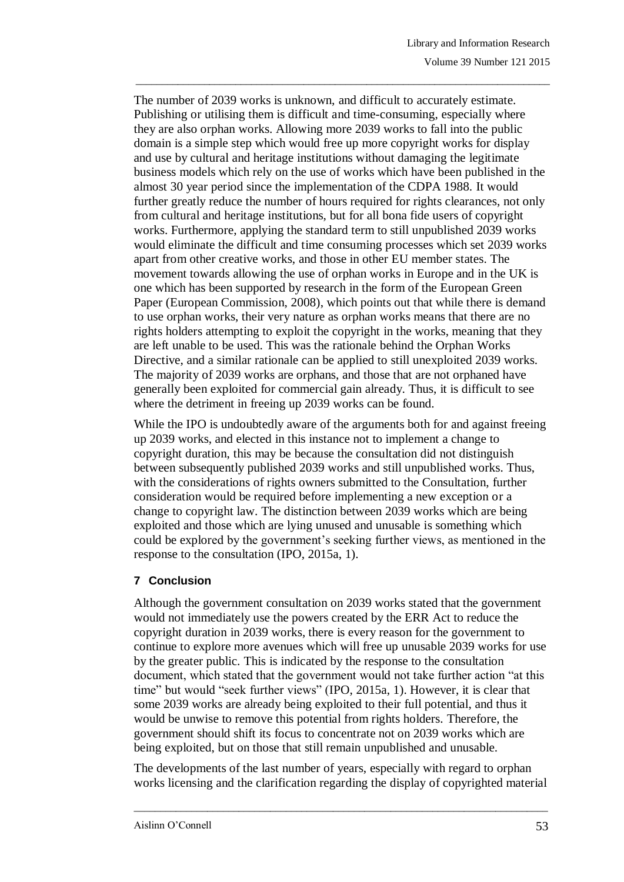The number of 2039 works is unknown, and difficult to accurately estimate. Publishing or utilising them is difficult and time-consuming, especially where they are also orphan works. Allowing more 2039 works to fall into the public domain is a simple step which would free up more copyright works for display and use by cultural and heritage institutions without damaging the legitimate business models which rely on the use of works which have been published in the almost 30 year period since the implementation of the CDPA 1988. It would further greatly reduce the number of hours required for rights clearances, not only from cultural and heritage institutions, but for all bona fide users of copyright works. Furthermore, applying the standard term to still unpublished 2039 works would eliminate the difficult and time consuming processes which set 2039 works apart from other creative works, and those in other EU member states. The movement towards allowing the use of orphan works in Europe and in the UK is one which has been supported by research in the form of the European Green Paper (European Commission, 2008), which points out that while there is demand to use orphan works, their very nature as orphan works means that there are no rights holders attempting to exploit the copyright in the works, meaning that they are left unable to be used. This was the rationale behind the Orphan Works Directive, and a similar rationale can be applied to still unexploited 2039 works. The majority of 2039 works are orphans, and those that are not orphaned have generally been exploited for commercial gain already. Thus, it is difficult to see where the detriment in freeing up 2039 works can be found.

While the IPO is undoubtedly aware of the arguments both for and against freeing up 2039 works, and elected in this instance not to implement a change to copyright duration, this may be because the consultation did not distinguish between subsequently published 2039 works and still unpublished works. Thus, with the considerations of rights owners submitted to the Consultation, further consideration would be required before implementing a new exception or a change to copyright law. The distinction between 2039 works which are being exploited and those which are lying unused and unusable is something which could be explored by the government's seeking further views, as mentioned in the response to the consultation (IPO, 2015a, 1).

## 7 Conclusion

Although the government consultation on 2039 works stated that the government would not immediately use the powers created by the ERR Act to reduce the copyright duration in 2039 works, there is every reason for the government to continue to explore more avenues which will free up unusable 2039 works for use by the greater public. This is indicated by the response to the consultation document, which stated that the government would not take further action "at this time" but would "seek further views" (IPO, 2015a, 1). However, it is clear that some 2039 works are already being exploited to their full potential, and thus it would be unwise to remove this potential from rights holders. Therefore, the government should shift its focus to concentrate not on 2039 works which are being exploited, but on those that still remain unpublished and unusable.

The developments of the last number of years, especially with regard to orphan works licensing and the clarification regarding the display of copyrighted material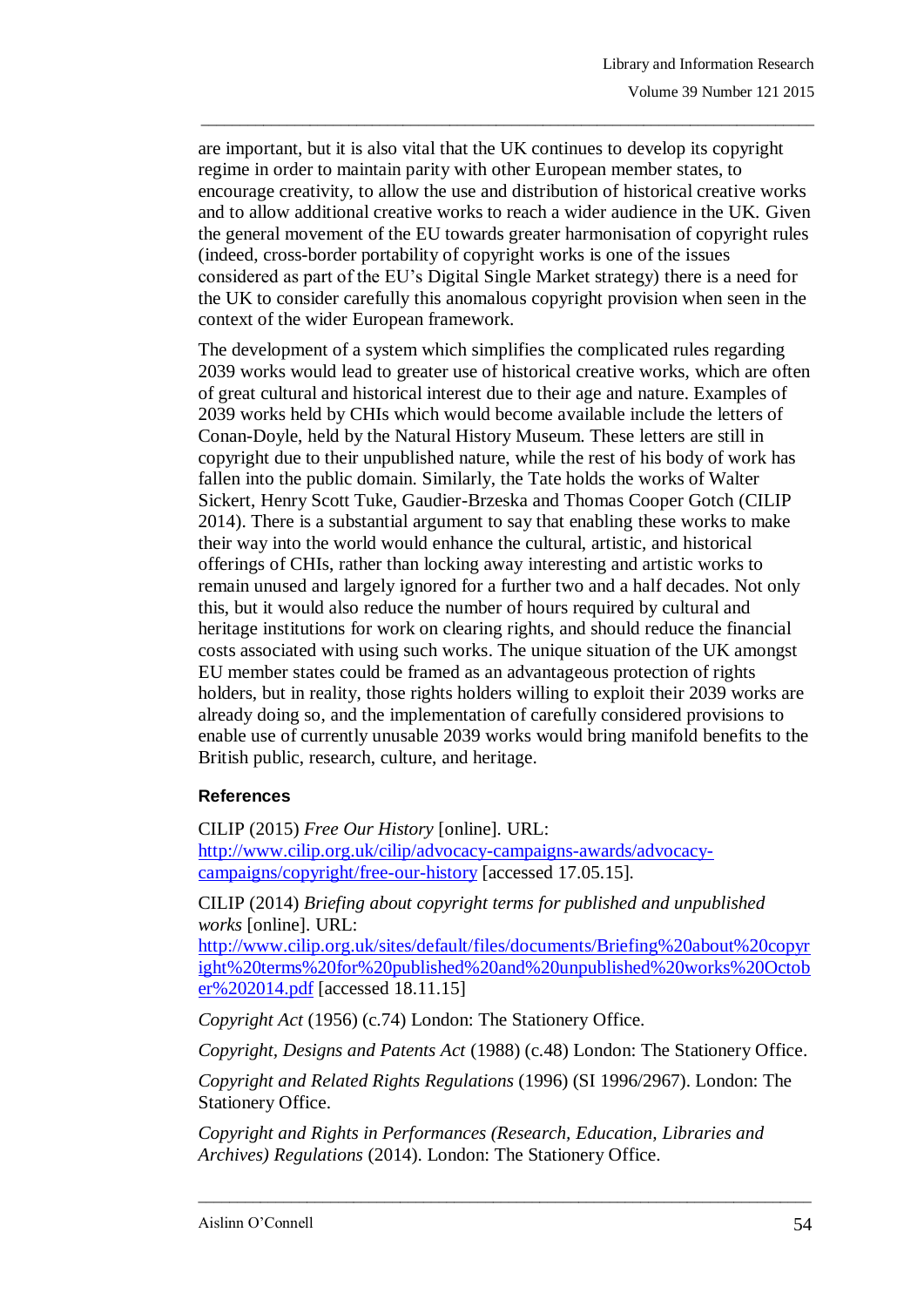are important, but it is also vital that the UK continues to develop its copyright regime in order to maintain parity with other European member states, to encourage creativity, to allow the use and distribution of historical creative works and to allow additional creative works to reach a wider audience in the UK. Given the general movement of the EU towards greater harmonisation of copyright rules (indeed, cross-border portability of copyright works is one of the issues considered as part of the EU's Digital Single Market strategy) there is a need for the UK to consider carefully this anomalous copyright provision when seen in the context of the wider European framework.

The development of a system which simplifies the complicated rules regarding 2039 works would lead to greater use of historical creative works, which are often of great cultural and historical interest due to their age and nature. Examples of 2039 works held by CHIs which would become available include the letters of Conan-Doyle, held by the Natural History Museum. These letters are still in copyright due to their unpublished nature, while the rest of his body of work has fallen into the public domain. Similarly, the Tate holds the works of Walter Sickert, Henry Scott Tuke, Gaudier-Brzeska and Thomas Cooper Gotch (CILIP 2014). There is a substantial argument to say that enabling these works to make their way into the world would enhance the cultural, artistic, and historical offerings of CHIs, rather than locking away interesting and artistic works to remain unused and largely ignored for a further two and a half decades. Not only this, but it would also reduce the number of hours required by cultural and heritage institutions for work on clearing rights, and should reduce the financial costs associated with using such works. The unique situation of the UK amongst EU member states could be framed as an advantageous protection of rights holders, but in reality, those rights holders willing to exploit their 2039 works are already doing so, and the implementation of carefully considered provisions to enable use of currently unusable 2039 works would bring manifold benefits to the British public, research, culture, and heritage.

### References

CILIP (2015) *Free Our History* [online]. URL: [http://www.cilip.org.uk/cilip/advocacy-campaigns-awards/advocacy-campaigns/copyright/free-our-history](http://www.cilip.org.uk/cilip/advocacy-campaigns-awards/advocacy-campaigns/copyright/free-our-history) [accessed 17.05.15].

CILIP (2014) *Briefing about copyright terms for published and unpublished works* [online]. URL: [http://www.cilip.org.uk/sites/default/files/documents/Briefing%20about%20copyright%20terms%20for%20published%20and%20unpublished%20works%20October%202014.pdf](http://www.cilip.org.uk/sites/default/files/documents/Briefing%20about%20copyright%20terms%20for%20published%20and%20unpublished%20works%20October%202014.pdf) [accessed 18.11.15]

*Copyright Act* (1956) (c.74) London: The Stationery Office.

*Copyright, Designs and Patents Act* (1988) (c.48) London: The Stationery Office.

*Copyright and Related Rights Regulations* (1996) (SI 1996/2967). London: The Stationery Office.

*Copyright and Rights in Performances (Research, Education, Libraries and Archives) Regulations* (2014). London: The Stationery Office.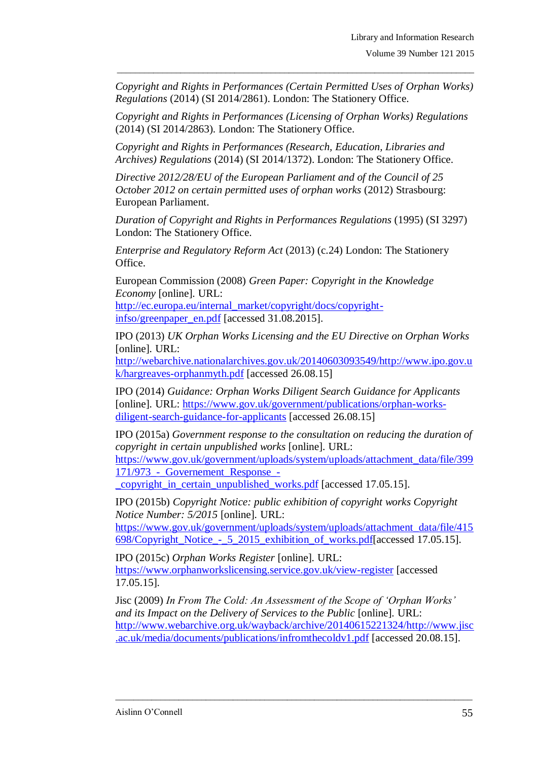*Copyright and Rights in Performances (Certain Permitted Uses of Orphan Works) Regulations* (2014) (SI 2014/2861). London: The Stationery Office.

*Copyright and Rights in Performances (Licensing of Orphan Works) Regulations* (2014) (SI 2014/2863). London: The Stationery Office.

*Copyright and Rights in Performances (Research, Education, Libraries and Archives) Regulations* (2014) (SI 2014/1372). London: The Stationery Office.

*Directive 2012/28/EU of the European Parliament and of the Council of 25 October 2012 on certain permitted uses of orphan works* (2012) Strasbourg: European Parliament.

*Duration of Copyright and Rights in Performances Regulations* (1995) (SI 3297) London: The Stationery Office.

*Enterprise and Regulatory Reform Act* (2013) (c.24) London: The Stationery Office.

European Commission (2008) *Green Paper: Copyright in the Knowledge Economy* [online]. URL: http://ec.europa.eu/internal_market/copyright/docs/copyright-infso/greenpaper_en.pdf [accessed 31.08.2015].

IPO (2013) *UK Orphan Works Licensing and the EU Directive on Orphan Works* [online]. URL: http://webarchive.nationalarchives.gov.uk/20140603093549/http://www.ipo.gov.uk/hargreaves-orphanmyth.pdf [accessed 26.08.15]

IPO (2014) *Guidance: Orphan Works Diligent Search Guidance for Applicants* [online]. URL: https://www.gov.uk/government/publications/orphan-works-diligent-search-guidance-for-applicants [accessed 26.08.15]

IPO (2015a) *Government response to the consultation on reducing the duration of copyright in certain unpublished works* [online]. URL: https://www.gov.uk/government/uploads/system/uploads/attachment_data/file/399171/973_-_Governement_Response_-_copyright_in_certain_unpublished_works.pdf [accessed 17.05.15].

IPO (2015b) *Copyright Notice: public exhibition of copyright works Copyright Notice Number: 5/2015* [online]. URL: https://www.gov.uk/government/uploads/system/uploads/attachment_data/file/415698/Copyright_Notice_-_5_2015_exhibition_of_works.pdf[accessed 17.05.15].

IPO (2015c) *Orphan Works Register* [online]. URL: https://www.orphanworkslicensing.service.gov.uk/view-register [accessed 17.05.15].

Jisc (2009) *In From The Cold: An Assessment of the Scope of 'Orphan Works' and its Impact on the Delivery of Services to the Public* [online]. URL: http://www.webarchive.org.uk/wayback/archive/20140615221324/http://www.jisc.ac.uk/media/documents/publications/infromthecoldv1.pdf [accessed 20.08.15].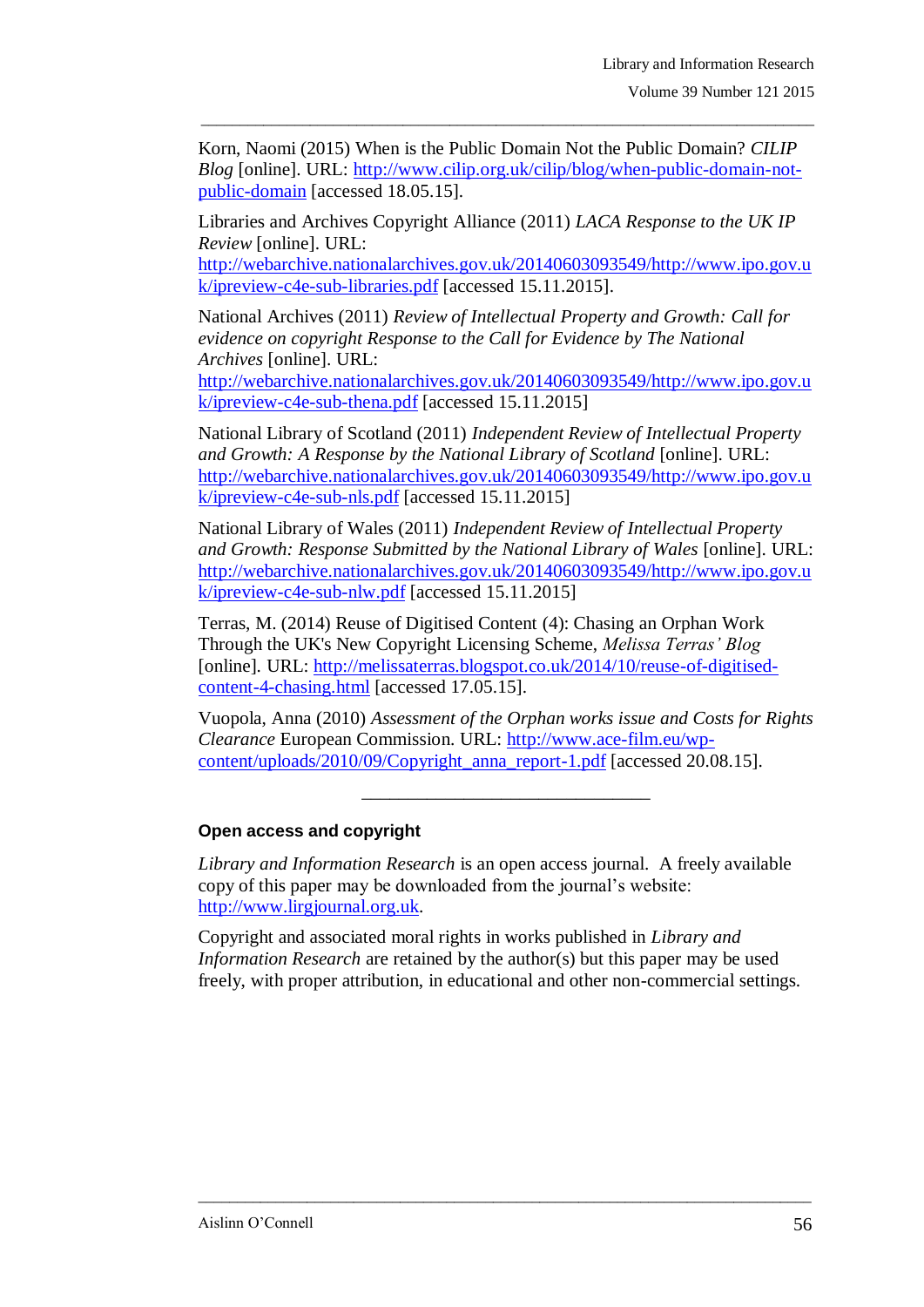Korn, Naomi (2015) When is the Public Domain Not the Public Domain? *CILIP Blog* [online]. URL: http://www.cilip.org.uk/cilip/blog/when-public-domain-not-public-domain [accessed 18.05.15].

Libraries and Archives Copyright Alliance (2011) *LACA Response to the UK IP Review* [online]. URL: http://webarchive.nationalarchives.gov.uk/20140603093549/http://www.ipo.gov.uk/ipreview-c4e-sub-libraries.pdf [accessed 15.11.2015].

National Archives (2011) *Review of Intellectual Property and Growth: Call for evidence on copyright Response to the Call for Evidence by The National Archives* [online]. URL: http://webarchive.nationalarchives.gov.uk/20140603093549/http://www.ipo.gov.uk/ipreview-c4e-sub-thena.pdf [accessed 15.11.2015]

National Library of Scotland (2011) *Independent Review of Intellectual Property and Growth: A Response by the National Library of Scotland* [online]. URL: http://webarchive.nationalarchives.gov.uk/20140603093549/http://www.ipo.gov.uk/ipreview-c4e-sub-nls.pdf [accessed 15.11.2015]

National Library of Wales (2011) *Independent Review of Intellectual Property and Growth: Response Submitted by the National Library of Wales* [online]. URL: http://webarchive.nationalarchives.gov.uk/20140603093549/http://www.ipo.gov.uk/ipreview-c4e-sub-nlw.pdf [accessed 15.11.2015]

Terras, M. (2014) Reuse of Digitised Content (4): Chasing an Orphan Work Through the UK's New Copyright Licensing Scheme, *Melissa Terras' Blog* [online]. URL: http://melissaterras.blogspot.co.uk/2014/10/reuse-of-digitised-content-4-chasing.html [accessed 17.05.15].

Vuopola, Anna (2010) *Assessment of the Orphan works issue and Costs for Rights Clearance* European Commission. URL: http://www.ace-film.eu/wp-content/uploads/2010/09/Copyright_anna_report-1.pdf [accessed 20.08.15].

---

**Open access and copyright**

*Library and Information Research* is an open access journal. A freely available copy of this paper may be downloaded from the journal's website: http://www.lirgjournal.org.uk.

Copyright and associated moral rights in works published in *Library and Information Research* are retained by the author(s) but this paper may be used freely, with proper attribution, in educational and other non-commercial settings.